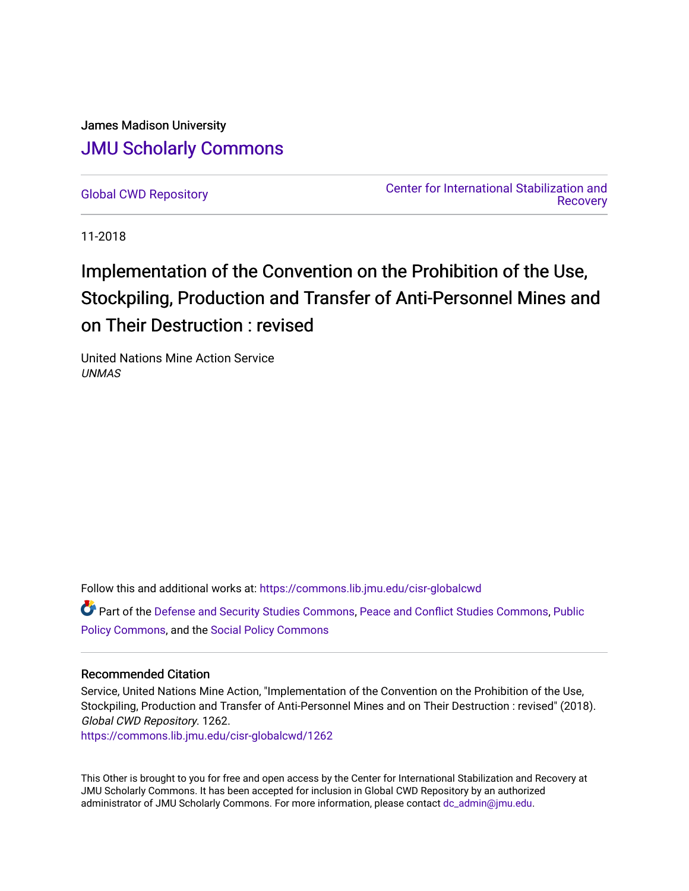James Madison University

# JMU Scholarly Commons

Global CWD Repository

Center for International Stabilization and Recovery

11-2018

# Implementation of the Convention on the Prohibition of the Use, Stockpiling, Production and Transfer of Anti-Personnel Mines and on Their Destruction : revised

United Nations Mine Action Service

*UNMAS*

Follow this and additional works at: https://commons.lib.jmu.edu/cisr-globalcwd

Part of the Defense and Security Studies Commons, Peace and Conflict Studies Commons, Public Policy Commons, and the Social Policy Commons

## Recommended Citation

Service, United Nations Mine Action, "Implementation of the Convention on the Prohibition of the Use, Stockpiling, Production and Transfer of Anti-Personnel Mines and on Their Destruction : revised" (2018). *Global CWD Repository*. 1262.

https://commons.lib.jmu.edu/cisr-globalcwd/1262

This Other is brought to you for free and open access by the Center for International Stabilization and Recovery at JMU Scholarly Commons. It has been accepted for inclusion in Global CWD Repository by an authorized administrator of JMU Scholarly Commons. For more information, please contact dc_admin@jmu.edu.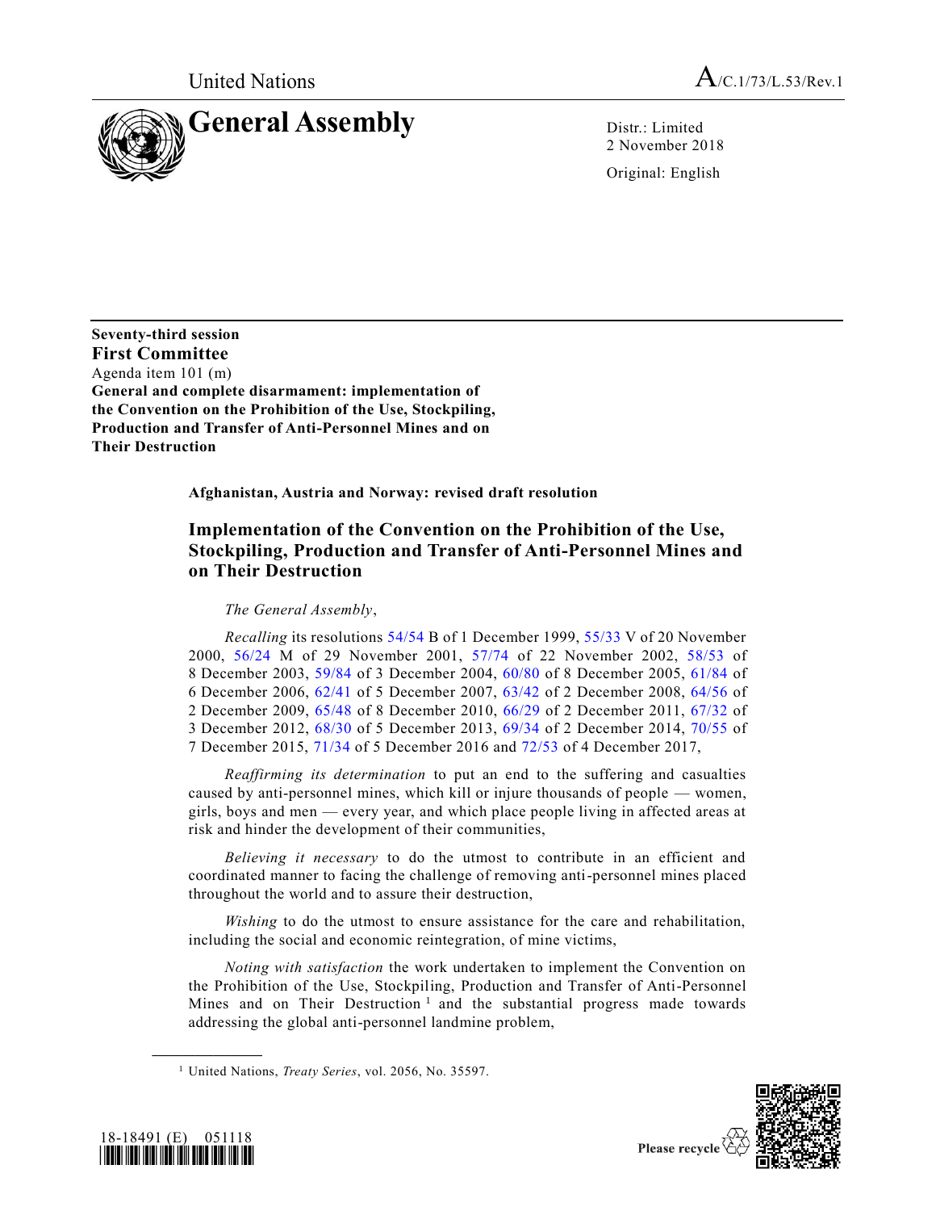United Nations

A/C.1/73/L.53/Rev.1

# General Assembly

Distr.: Limited
2 November 2018

Original: English

**Seventy-third session**
**First Committee**
Agenda item 101 (m)
**General and complete disarmament: implementation of the Convention on the Prohibition of the Use, Stockpiling, Production and Transfer of Anti-Personnel Mines and on Their Destruction**

**Afghanistan, Austria and Norway: revised draft resolution**

## Implementation of the Convention on the Prohibition of the Use, Stockpiling, Production and Transfer of Anti-Personnel Mines and on Their Destruction

*The General Assembly*,

*Recalling* its resolutions 54/54 B of 1 December 1999, 55/33 V of 20 November 2000, 56/24 M of 29 November 2001, 57/74 of 22 November 2002, 58/53 of 8 December 2003, 59/84 of 3 December 2004, 60/80 of 8 December 2005, 61/84 of 6 December 2006, 62/41 of 5 December 2007, 63/42 of 2 December 2008, 64/56 of 2 December 2009, 65/48 of 8 December 2010, 66/29 of 2 December 2011, 67/32 of 3 December 2012, 68/30 of 5 December 2013, 69/34 of 2 December 2014, 70/55 of 7 December 2015, 71/34 of 5 December 2016 and 72/53 of 4 December 2017,

*Reaffirming its determination* to put an end to the suffering and casualties caused by anti-personnel mines, which kill or injure thousands of people — women, girls, boys and men — every year, and which place people living in affected areas at risk and hinder the development of their communities,

*Believing it necessary* to do the utmost to contribute in an efficient and coordinated manner to facing the challenge of removing anti-personnel mines placed throughout the world and to assure their destruction,

*Wishing* to do the utmost to ensure assistance for the care and rehabilitation, including the social and economic reintegration, of mine victims,

*Noting with satisfaction* the work undertaken to implement the Convention on the Prohibition of the Use, Stockpiling, Production and Transfer of Anti-Personnel Mines and on Their Destruction [1] and the substantial progress made towards addressing the global anti-personnel landmine problem,

[1] United Nations, *Treaty Series*, vol. 2056, No. 35597.

18-18491 (E) 051118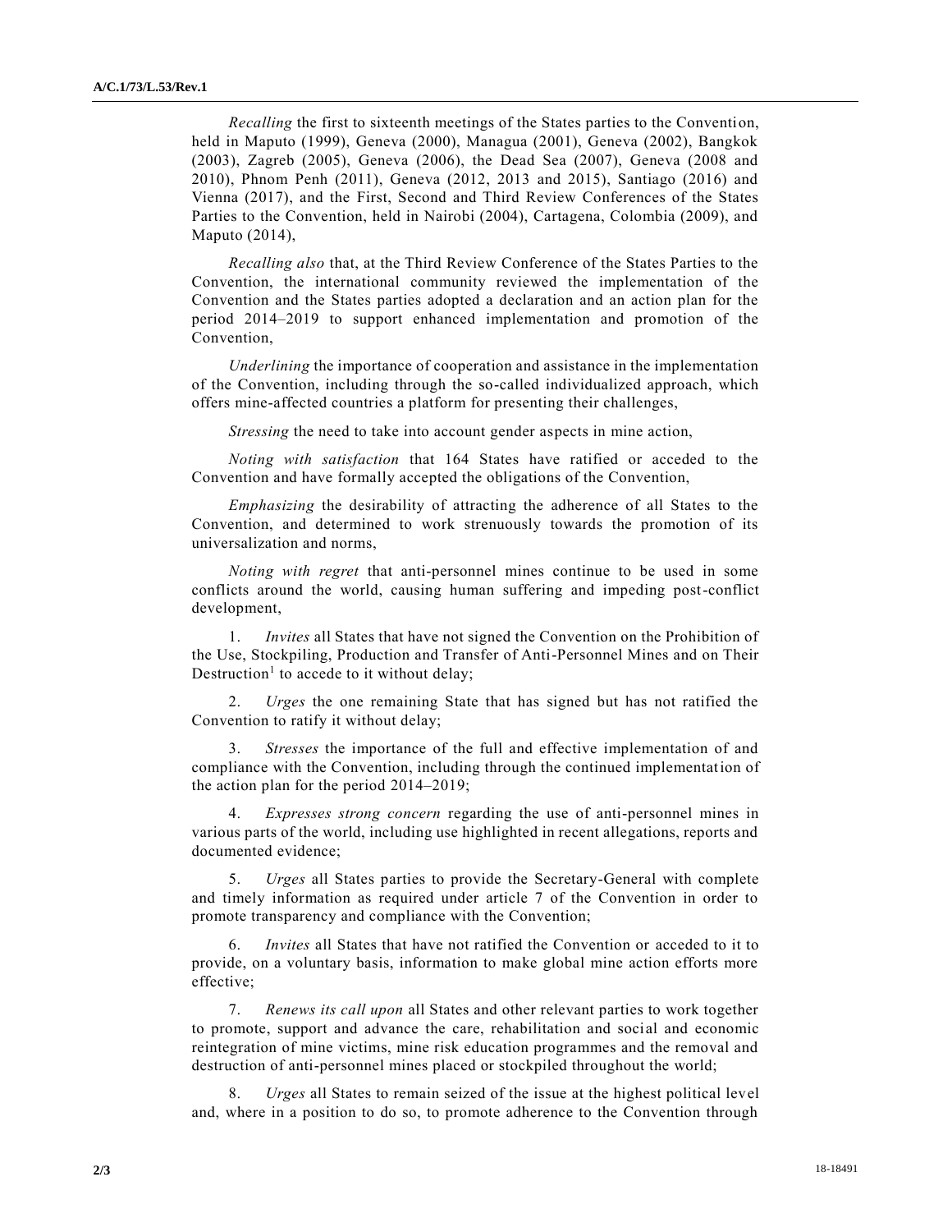*Recalling* the first to sixteenth meetings of the States parties to the Convention, held in Maputo (1999), Geneva (2000), Managua (2001), Geneva (2002), Bangkok (2003), Zagreb (2005), Geneva (2006), the Dead Sea (2007), Geneva (2008 and 2010), Phnom Penh (2011), Geneva (2012, 2013 and 2015), Santiago (2016) and Vienna (2017), and the First, Second and Third Review Conferences of the States Parties to the Convention, held in Nairobi (2004), Cartagena, Colombia (2009), and Maputo (2014),

*Recalling also* that, at the Third Review Conference of the States Parties to the Convention, the international community reviewed the implementation of the Convention and the States parties adopted a declaration and an action plan for the period 2014–2019 to support enhanced implementation and promotion of the Convention,

*Underlining* the importance of cooperation and assistance in the implementation of the Convention, including through the so-called individualized approach, which offers mine-affected countries a platform for presenting their challenges,

*Stressing* the need to take into account gender aspects in mine action,

*Noting with satisfaction* that 164 States have ratified or acceded to the Convention and have formally accepted the obligations of the Convention,

*Emphasizing* the desirability of attracting the adherence of all States to the Convention, and determined to work strenuously towards the promotion of its universalization and norms,

*Noting with regret* that anti-personnel mines continue to be used in some conflicts around the world, causing human suffering and impeding post-conflict development,

1. *Invites* all States that have not signed the Convention on the Prohibition of the Use, Stockpiling, Production and Transfer of Anti-Personnel Mines and on Their Destruction[1] to accede to it without delay;

2. *Urges* the one remaining State that has signed but has not ratified the Convention to ratify it without delay;

3. *Stresses* the importance of the full and effective implementation of and compliance with the Convention, including through the continued implementation of the action plan for the period 2014–2019;

4. *Expresses strong concern* regarding the use of anti-personnel mines in various parts of the world, including use highlighted in recent allegations, reports and documented evidence;

5. *Urges* all States parties to provide the Secretary-General with complete and timely information as required under article 7 of the Convention in order to promote transparency and compliance with the Convention;

6. *Invites* all States that have not ratified the Convention or acceded to it to provide, on a voluntary basis, information to make global mine action efforts more effective;

7. *Renews its call upon* all States and other relevant parties to work together to promote, support and advance the care, rehabilitation and social and economic reintegration of mine victims, mine risk education programmes and the removal and destruction of anti-personnel mines placed or stockpiled throughout the world;

8. *Urges* all States to remain seized of the issue at the highest political level and, where in a position to do so, to promote adherence to the Convention through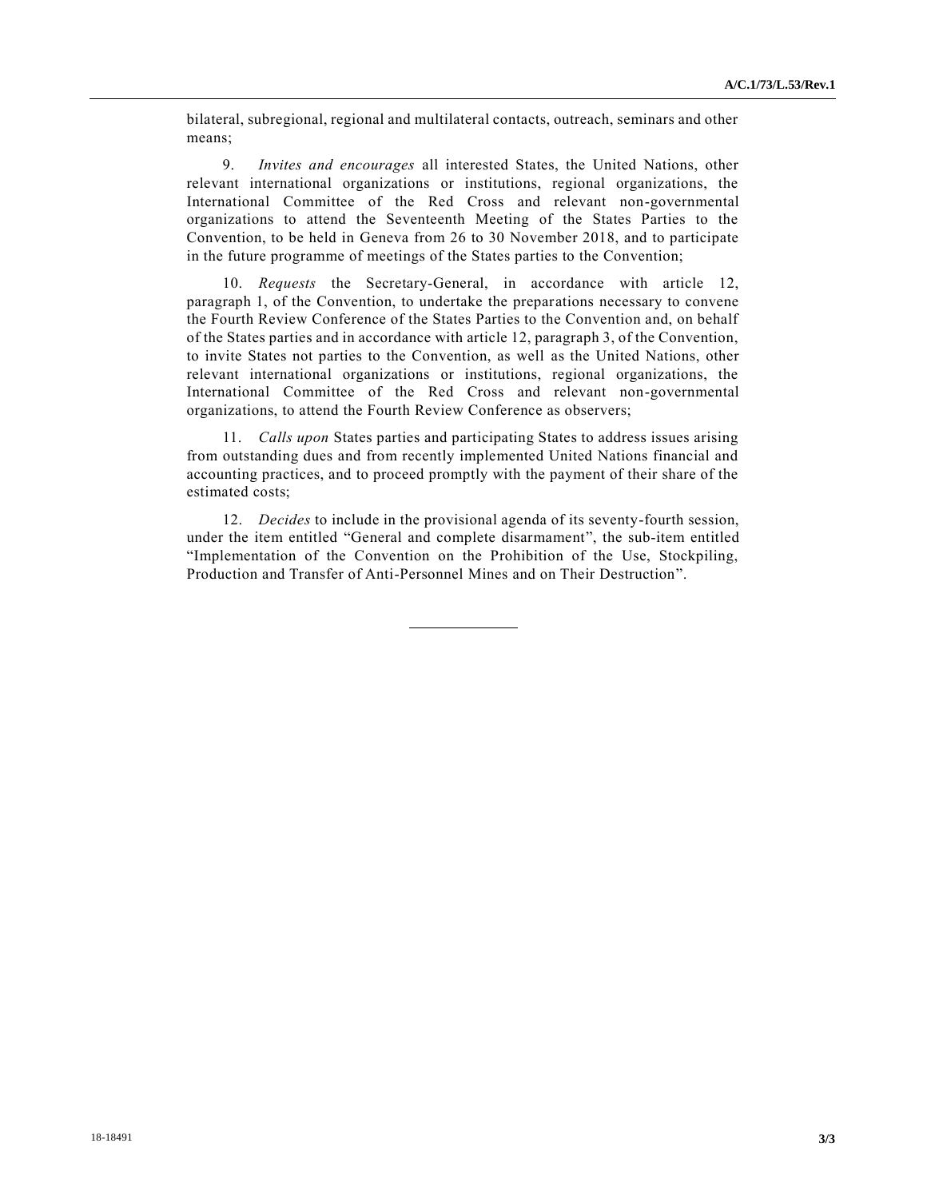bilateral, subregional, regional and multilateral contacts, outreach, seminars and other means;

9. *Invites and encourages* all interested States, the United Nations, other relevant international organizations or institutions, regional organizations, the International Committee of the Red Cross and relevant non-governmental organizations to attend the Seventeenth Meeting of the States Parties to the Convention, to be held in Geneva from 26 to 30 November 2018, and to participate in the future programme of meetings of the States parties to the Convention;

10. *Requests* the Secretary-General, in accordance with article 12, paragraph 1, of the Convention, to undertake the preparations necessary to convene the Fourth Review Conference of the States Parties to the Convention and, on behalf of the States parties and in accordance with article 12, paragraph 3, of the Convention, to invite States not parties to the Convention, as well as the United Nations, other relevant international organizations or institutions, regional organizations, the International Committee of the Red Cross and relevant non-governmental organizations, to attend the Fourth Review Conference as observers;

11. *Calls upon* States parties and participating States to address issues arising from outstanding dues and from recently implemented United Nations financial and accounting practices, and to proceed promptly with the payment of their share of the estimated costs;

12. *Decides* to include in the provisional agenda of its seventy-fourth session, under the item entitled "General and complete disarmament", the sub-item entitled "Implementation of the Convention on the Prohibition of the Use, Stockpiling, Production and Transfer of Anti-Personnel Mines and on Their Destruction".